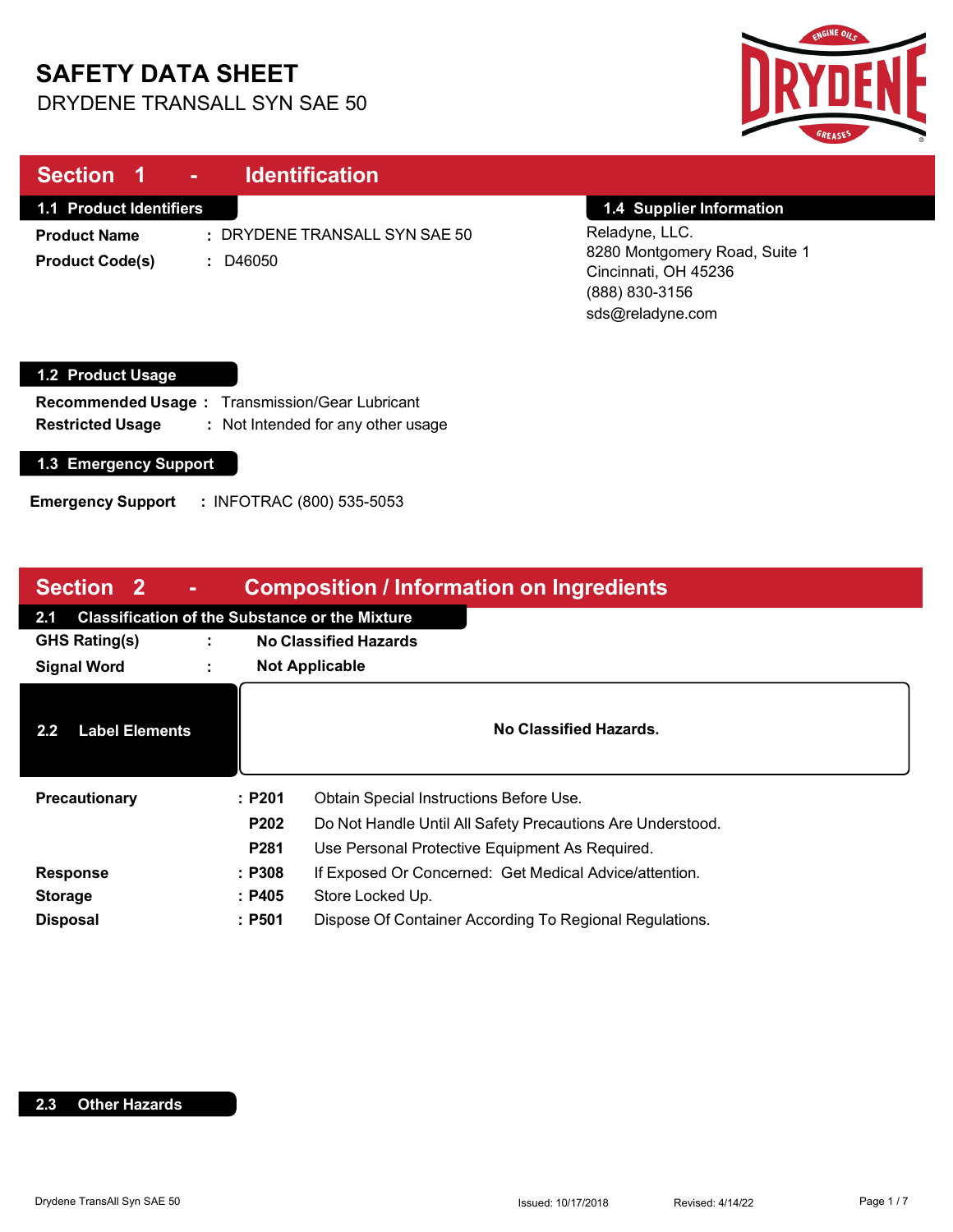# SAFETY DATA SHEET

DRYDENE TRANSALL SYN SAE 50

## Section 1 - Identification

### 1.1 Product Identifiers

**Product Name** : DRYDENE TRANSALL SYN SAE 50

**Product Code(s)** : D46050

### 1.4 Supplier Information

Reladyne, LLC.
8280 Montgomery Road, Suite 1
Cincinnati, OH 45236
(888) 830-3156
sds@reladyne.com

### 1.2 Product Usage

**Recommended Usage** : Transmission/Gear Lubricant

**Restricted Usage** : Not Intended for any other usage

### 1.3 Emergency Support

**Emergency Support** : INFOTRAC (800) 535-5053

## Section 2 - Composition / Information on Ingredients

### 2.1 Classification of the Substance or the Mixture

**GHS Rating(s)** : **No Classified Hazards**

**Signal Word** : **Not Applicable**

### 2.2 Label Elements

**No Classified Hazards.**

| | | |
|---|---|---|
| **Precautionary** | : **P201** | Obtain Special Instructions Before Use. |
| | **P202** | Do Not Handle Until All Safety Precautions Are Understood. |
| | **P281** | Use Personal Protective Equipment As Required. |
| **Response** | : **P308** | If Exposed Or Concerned: Get Medical Advice/attention. |
| **Storage** | : **P405** | Store Locked Up. |
| **Disposal** | : **P501** | Dispose Of Container According To Regional Regulations. |

### 2.3 Other Hazards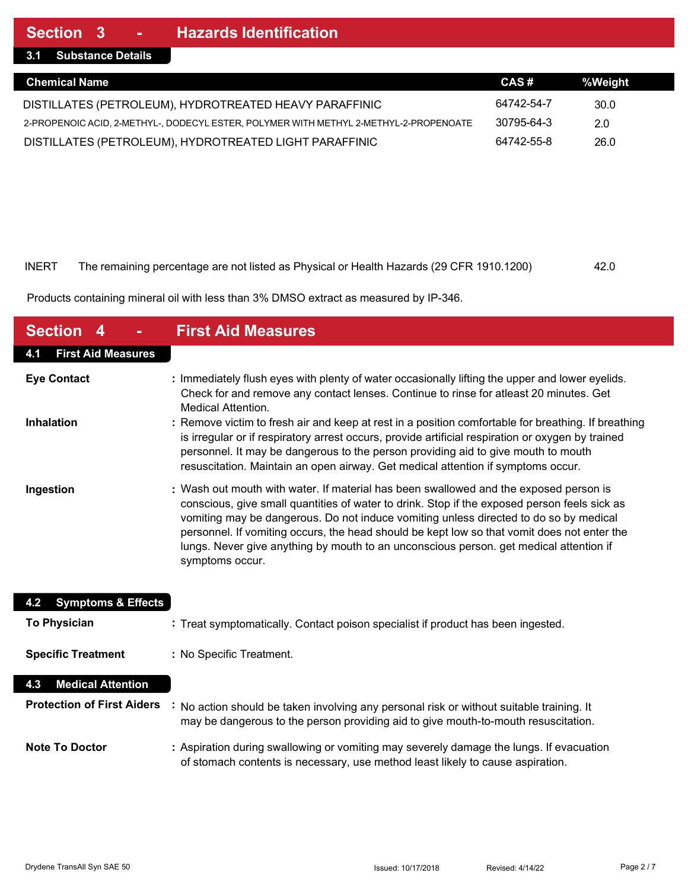## Section 3 - Hazards Identification

### 3.1 Substance Details

| Chemical Name | CAS # | %Weight |
|---|---|---|
| DISTILLATES (PETROLEUM), HYDROTREATED HEAVY PARAFFINIC | 64742-54-7 | 30.0 |
| 2-PROPENOIC ACID, 2-METHYL-, DODECYL ESTER, POLYMER WITH METHYL 2-METHYL-2-PROPENOATE | 30795-64-3 | 2.0 |
| DISTILLATES (PETROLEUM), HYDROTREATED LIGHT PARAFFINIC | 64742-55-8 | 26.0 |
| INERT The remaining percentage are not listed as Physical or Health Hazards (29 CFR 1910.1200) | | 42.0 |

Products containing mineral oil with less than 3% DMSO extract as measured by IP-346.

## Section 4 - First Aid Measures

### 4.1 First Aid Measures

**Eye Contact** : Immediately flush eyes with plenty of water occasionally lifting the upper and lower eyelids. Check for and remove any contact lenses. Continue to rinse for atleast 20 minutes. Get Medical Attention.

**Inhalation** : Remove victim to fresh air and keep at rest in a position comfortable for breathing. If breathing is irregular or if respiratory arrest occurs, provide artificial respiration or oxygen by trained personnel. It may be dangerous to the person providing aid to give mouth to mouth resuscitation. Maintain an open airway. Get medical attention if symptoms occur.

**Ingestion** : Wash out mouth with water. If material has been swallowed and the exposed person is conscious, give small quantities of water to drink. Stop if the exposed person feels sick as vomiting may be dangerous. Do not induce vomiting unless directed to do so by medical personnel. If vomiting occurs, the head should be kept low so that vomit does not enter the lungs. Never give anything by mouth to an unconscious person. get medical attention if symptoms occur.

### 4.2 Symptoms & Effects

**To Physician** : Treat symptomatically. Contact poison specialist if product has been ingested.

**Specific Treatment** : No Specific Treatment.

### 4.3 Medical Attention

**Protection of First Aiders** : No action should be taken involving any personal risk or without suitable training. It may be dangerous to the person providing aid to give mouth-to-mouth resuscitation.

**Note To Doctor** : Aspiration during swallowing or vomiting may severely damage the lungs. If evacuation of stomach contents is necessary, use method least likely to cause aspiration.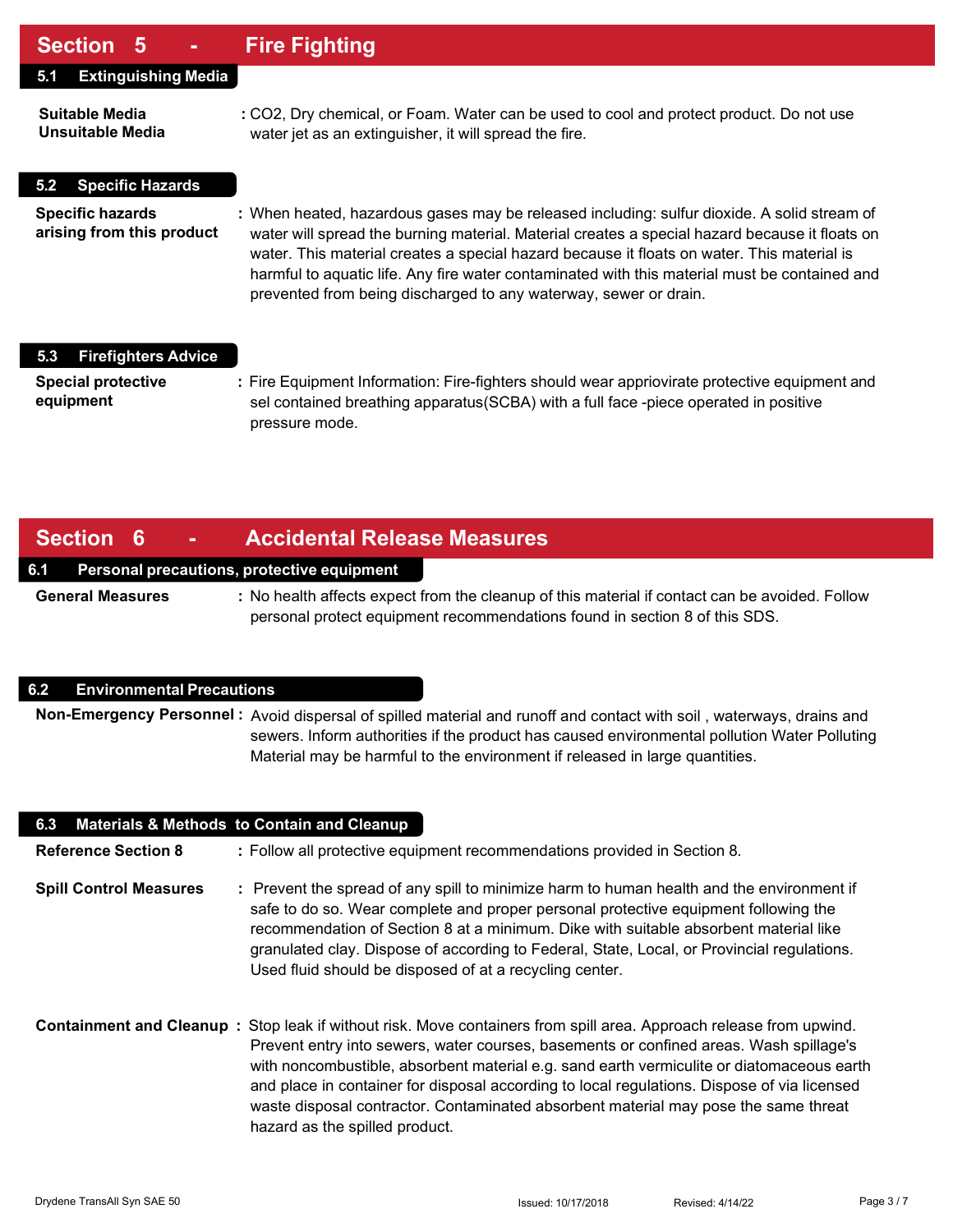## Section 5 - Fire Fighting

### 5.1 Extinguishing Media

**Suitable Media**
**Unsuitable Media**

: $CO_2$, Dry chemical, or Foam. Water can be used to cool and protect product. Do not use water jet as an extinguisher, it will spread the fire.

### 5.2 Specific Hazards

**Specific hazards arising from this product** : When heated, hazardous gases may be released including: sulfur dioxide. A solid stream of water will spread the burning material. Material creates a special hazard because it floats on water. This material creates a special hazard because it floats on water. This material is harmful to aquatic life. Any fire water contaminated with this material must be contained and prevented from being discharged to any waterway, sewer or drain.

### 5.3 Firefighters Advice

**Special protective equipment** : Fire Equipment Information: Fire-fighters should wear appriovirate protective equipment and sel contained breathing apparatus(SCBA) with a full face -piece operated in positive pressure mode.

## Section 6 - Accidental Release Measures

### 6.1 Personal precautions, protective equipment

**General Measures** : No health affects expect from the cleanup of this material if contact can be avoided. Follow personal protect equipment recommendations found in section 8 of this SDS.

### 6.2 Environmental Precautions

**Non-Emergency Personnel :** Avoid dispersal of spilled material and runoff and contact with soil , waterways, drains and sewers. Inform authorities if the product has caused environmental pollution Water Polluting Material may be harmful to the environment if released in large quantities.

### 6.3 Materials & Methods to Contain and Cleanup

**Reference Section 8** : Follow all protective equipment recommendations provided in Section 8.

**Spill Control Measures** : Prevent the spread of any spill to minimize harm to human health and the environment if safe to do so. Wear complete and proper personal protective equipment following the recommendation of Section 8 at a minimum. Dike with suitable absorbent material like granulated clay. Dispose of according to Federal, State, Local, or Provincial regulations. Used fluid should be disposed of at a recycling center.

**Containment and Cleanup :** Stop leak if without risk. Move containers from spill area. Approach release from upwind. Prevent entry into sewers, water courses, basements or confined areas. Wash spillage's with noncombustible, absorbent material e.g. sand earth vermiculite or diatomaceous earth and place in container for disposal according to local regulations. Dispose of via licensed waste disposal contractor. Contaminated absorbent material may pose the same threat hazard as the spilled product.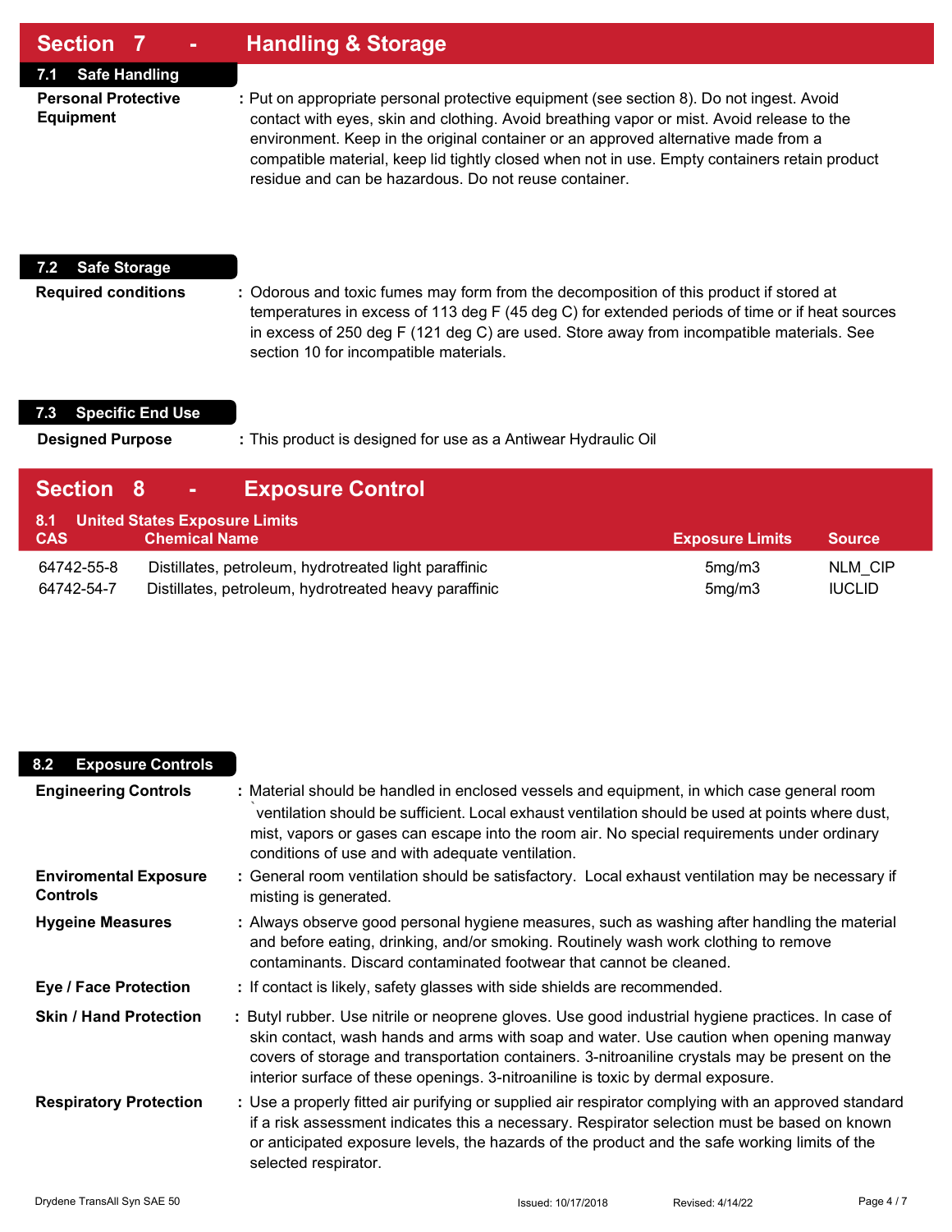## Section 7 - Handling & Storage

### 7.1 Safe Handling

**Personal Protective Equipment** : Put on appropriate personal protective equipment (see section 8). Do not ingest. Avoid contact with eyes, skin and clothing. Avoid breathing vapor or mist. Avoid release to the environment. Keep in the original container or an approved alternative made from a compatible material, keep lid tightly closed when not in use. Empty containers retain product residue and can be hazardous. Do not reuse container.

### 7.2 Safe Storage

**Required conditions** : Odorous and toxic fumes may form from the decomposition of this product if stored at temperatures in excess of 113 deg F (45 deg C) for extended periods of time or if heat sources in excess of 250 deg F (121 deg C) are used. Store away from incompatible materials. See section 10 for incompatible materials.

### 7.3 Specific End Use

**Designed Purpose** : This product is designed for use as a Antiwear Hydraulic Oil

## Section 8 - Exposure Control

### 8.1 United States Exposure Limits

| CAS | Chemical Name | Exposure Limits | Source |
|---|---|---|---|
| 64742-55-8 | Distillates, petroleum, hydrotreated light paraffinic | 5mg/m3 | NLM_CIP |
| 64742-54-7 | Distillates, petroleum, hydrotreated heavy paraffinic | 5mg/m3 | IUCLID |

### 8.2 Exposure Controls

**Engineering Controls** : Material should be handled in enclosed vessels and equipment, in which case general room `ventilation should be sufficient. Local exhaust ventilation should be used at points where dust, mist, vapors or gases can escape into the room air. No special requirements under ordinary conditions of use and with adequate ventilation.

**Enviromental Exposure Controls** : General room ventilation should be satisfactory. Local exhaust ventilation may be necessary if misting is generated.

**Hygeine Measures** : Always observe good personal hygiene measures, such as washing after handling the material and before eating, drinking, and/or smoking. Routinely wash work clothing to remove contaminants. Discard contaminated footwear that cannot be cleaned.

**Eye / Face Protection** : If contact is likely, safety glasses with side shields are recommended.

**Skin / Hand Protection** : Butyl rubber. Use nitrile or neoprene gloves. Use good industrial hygiene practices. In case of skin contact, wash hands and arms with soap and water. Use caution when opening manway covers of storage and transportation containers. 3-nitroaniline crystals may be present on the interior surface of these openings. 3-nitroaniline is toxic by dermal exposure.

**Respiratory Protection** : Use a properly fitted air purifying or supplied air respirator complying with an approved standard if a risk assessment indicates this a necessary. Respirator selection must be based on known or anticipated exposure levels, the hazards of the product and the safe working limits of the selected respirator.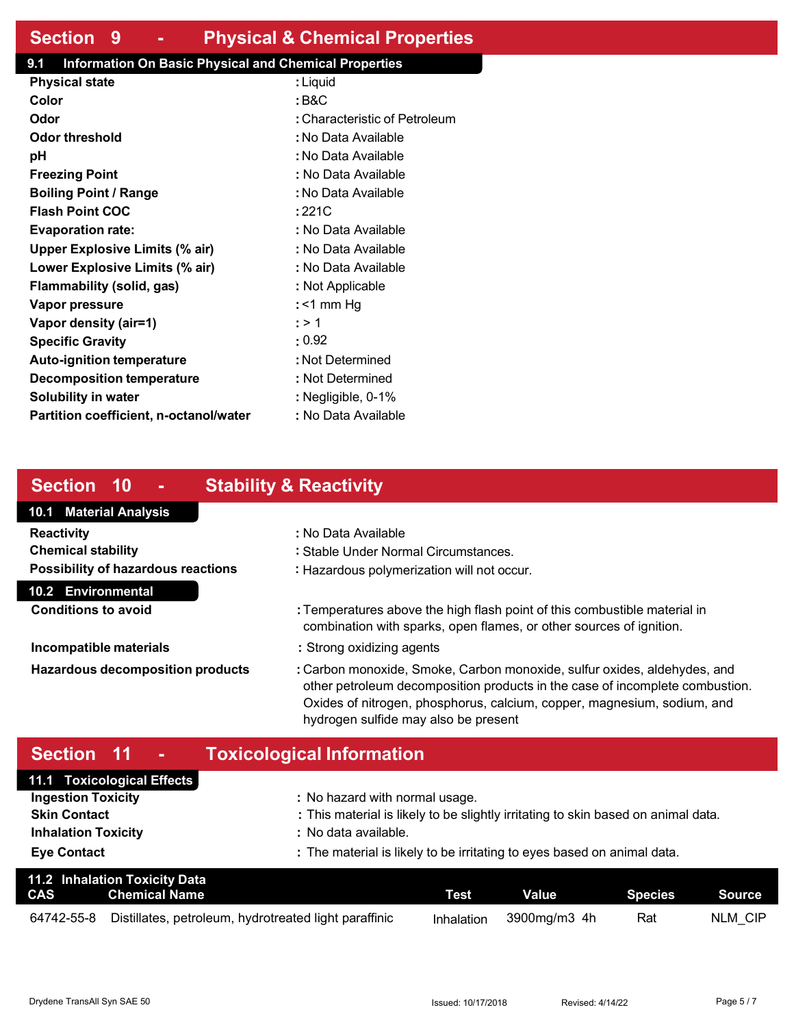## Section 9 - Physical & Chemical Properties

### 9.1 Information On Basic Physical and Chemical Properties

| Property | Value |
|---|---|
| **Physical state** | : Liquid |
| **Color** | : B&C |
| **Odor** | : Characteristic of Petroleum |
| **Odor threshold** | : No Data Available |
| **pH** | : No Data Available |
| **Freezing Point** | : No Data Available |
| **Boiling Point / Range** | : No Data Available |
| **Flash Point COC** | : 221C |
| **Evaporation rate:** | : No Data Available |
| **Upper Explosive Limits (% air)** | : No Data Available |
| **Lower Explosive Limits (% air)** | : No Data Available |
| **Flammability (solid, gas)** | : Not Applicable |
| **Vapor pressure** | : <1 mm Hg |
| **Vapor density (air=1)** | : > 1 |
| **Specific Gravity** | : 0.92 |
| **Auto-ignition temperature** | : Not Determined |
| **Decomposition temperature** | : Not Determined |
| **Solubility in water** | : Negligible, 0-1% |
| **Partition coefficient, n-octanol/water** | : No Data Available |

## Section 10 - Stability & Reactivity

### 10.1 Material Analysis

**Reactivity** : No Data Available

**Chemical stability** : Stable Under Normal Circumstances.

**Possibility of hazardous reactions** : Hazardous polymerization will not occur.

### 10.2 Environmental

**Conditions to avoid** : Temperatures above the high flash point of this combustible material in combination with sparks, open flames, or other sources of ignition.

**Incompatible materials** : Strong oxidizing agents

**Hazardous decomposition products** : Carbon monoxide, Smoke, Carbon monoxide, sulfur oxides, aldehydes, and other petroleum decomposition products in the case of incomplete combustion. Oxides of nitrogen, phosphorus, calcium, copper, magnesium, sodium, and hydrogen sulfide may also be present

## Section 11 - Toxicological Information

### 11.1 Toxicological Effects

**Ingestion Toxicity** : No hazard with normal usage.

**Skin Contact** : This material is likely to be slightly irritating to skin based on animal data.

**Inhalation Toxicity** : No data available.

**Eye Contact** : The material is likely to be irritating to eyes based on animal data.

### 11.2 Inhalation Toxicity Data

| CAS | Chemical Name | Test | Value | Species | Source |
|---|---|---|---|---|---|
| 64742-55-8 | Distillates, petroleum, hydrotreated light paraffinic | Inhalation | 3900mg/m3 4h | Rat | NLM_CIP |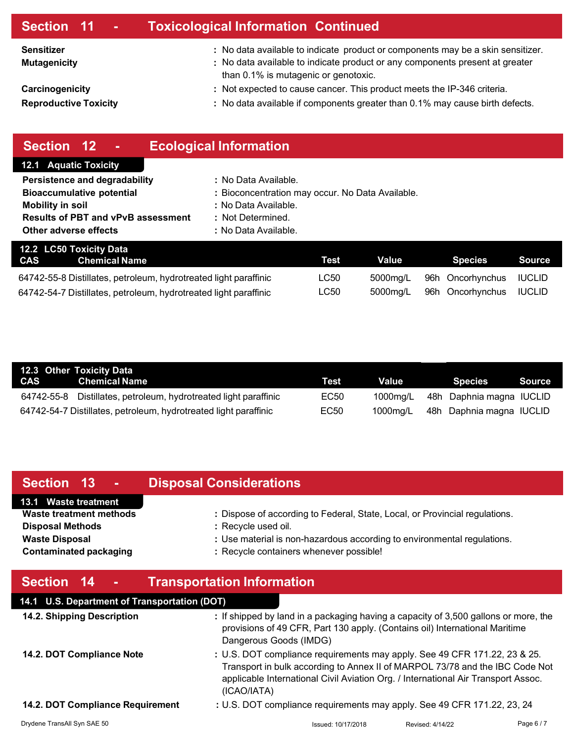## Section 11 - Toxicological Information Continued

**Sensitizer** : No data available to indicate product or components may be a skin sensitizer.

**Mutagenicity** : No data available to indicate product or any components present at greater than 0.1% is mutagenic or genotoxic.

**Carcinogenicity** : Not expected to cause cancer. This product meets the IP-346 criteria.

**Reproductive Toxicity** : No data available if components greater than 0.1% may cause birth defects.

## Section 12 - Ecological Information

### 12.1 Aquatic Toxicity

**Persistence and degradability** : No Data Available.

**Bioaccumulative potential** : Bioconcentration may occur. No Data Available.

**Mobility in soil** : No Data Available.

**Results of PBT and vPvB assessment** : Not Determined.

**Other adverse effects** : No Data Available.

### 12.2 LC50 Toxicity Data

| CAS | Chemical Name | Test | Value | | Species | Source |
|---|---|---|---|---|---|---|
| 64742-55-8 | Distillates, petroleum, hydrotreated light paraffinic | LC50 | 5000mg/L | 96h | Oncorhynchus | IUCLID |
| 64742-54-7 | Distillates, petroleum, hydrotreated light paraffinic | LC50 | 5000mg/L | 96h | Oncorhynchus | IUCLID |

### 12.3 Other Toxicity Data

| CAS | Chemical Name | Test | Value | | Species | Source |
|---|---|---|---|---|---|---|
| 64742-55-8 | Distillates, petroleum, hydrotreated light paraffinic | EC50 | 1000mg/L | 48h | Daphnia magna | IUCLID |
| 64742-54-7 | Distillates, petroleum, hydrotreated light paraffinic | EC50 | 1000mg/L | 48h | Daphnia magna | IUCLID |

## Section 13 - Disposal Considerations

### 13.1 Waste treatment

**Waste treatment methods** : Dispose of according to Federal, State, Local, or Provincial regulations.

**Disposal Methods** : Recycle used oil.

**Waste Disposal** : Use material is non-hazardous according to environmental regulations.

**Contaminated packaging** : Recycle containers whenever possible!

## Section 14 - Transportation Information

### 14.1 U.S. Department of Transportation (DOT)

**14.2. Shipping Description** : If shipped by land in a packaging having a capacity of 3,500 gallons or more, the provisions of 49 CFR, Part 130 apply. (Contains oil) International Maritime Dangerous Goods (IMDG)

**14.2. DOT Compliance Note** : U.S. DOT compliance requirements may apply. See 49 CFR 171.22, 23 & 25. Transport in bulk according to Annex II of MARPOL 73/78 and the IBC Code Not applicable International Civil Aviation Org. / International Air Transport Assoc. (ICAO/IATA)

**14.2. DOT Compliance Requirement** : U.S. DOT compliance requirements may apply. See 49 CFR 171.22, 23, 24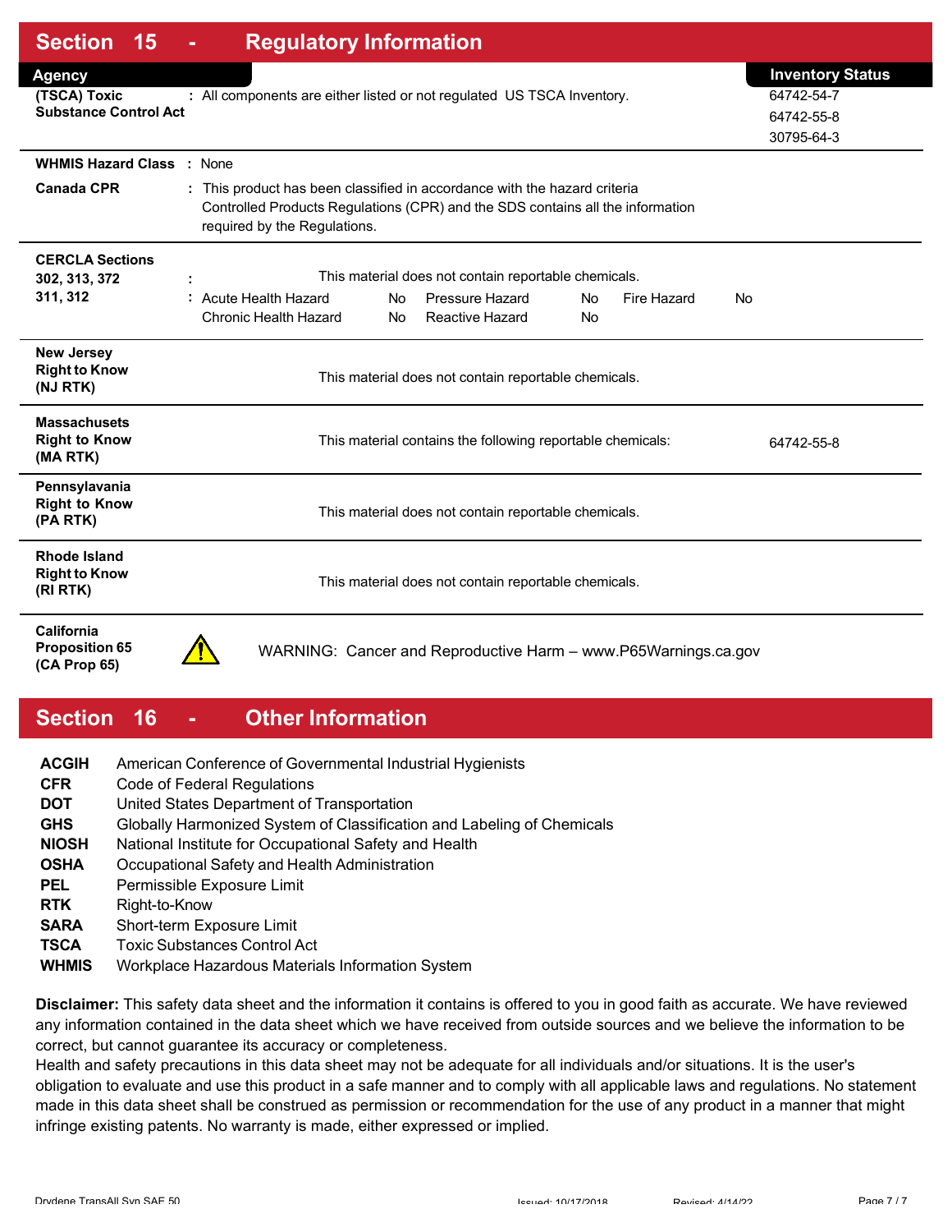## Section 15 - Regulatory Information

| Agency | | Inventory Status |
|---|---|---|
| (TSCA) Toxic Substance Control Act | : All components are either listed or not regulated US TSCA Inventory. | 64742-54-7<br>64742-55-8<br>30795-64-3 |
| WHMIS Hazard Class | : None | |
| Canada CPR | : This product has been classified in accordance with the hazard criteria Controlled Products Regulations (CPR) and the SDS contains all the information required by the Regulations. | |
| CERCLA Sections 302, 313, 372 | : This material does not contain reportable chemicals. | |
| 311, 312 | : Acute Health Hazard No, Pressure Hazard No, Fire Hazard No<br>Chronic Health Hazard No, Reactive Hazard No | |
| New Jersey Right to Know (NJ RTK) | This material does not contain reportable chemicals. | |
| Massachusets Right to Know (MA RTK) | This material contains the following reportable chemicals: | 64742-55-8 |
| Pennsylavania Right to Know (PA RTK) | This material does not contain reportable chemicals. | |
| Rhode Island Right to Know (RI RTK) | This material does not contain reportable chemicals. | |
| California Proposition 65 (CA Prop 65) | WARNING: Cancer and Reproductive Harm – www.P65Warnings.ca.gov | |

## Section 16 - Other Information

| | |
|---|---|
| **ACGIH** | American Conference of Governmental Industrial Hygienists |
| **CFR** | Code of Federal Regulations |
| **DOT** | United States Department of Transportation |
| **GHS** | Globally Harmonized System of Classification and Labeling of Chemicals |
| **NIOSH** | National Institute for Occupational Safety and Health |
| **OSHA** | Occupational Safety and Health Administration |
| **PEL** | Permissible Exposure Limit |
| **RTK** | Right-to-Know |
| **SARA** | Short-term Exposure Limit |
| **TSCA** | Toxic Substances Control Act |
| **WHMIS** | Workplace Hazardous Materials Information System |

**Disclaimer:** This safety data sheet and the information it contains is offered to you in good faith as accurate. We have reviewed any information contained in the data sheet which we have received from outside sources and we believe the information to be correct, but cannot guarantee its accuracy or completeness.
Health and safety precautions in this data sheet may not be adequate for all individuals and/or situations. It is the user's obligation to evaluate and use this product in a safe manner and to comply with all applicable laws and regulations. No statement made in this data sheet shall be construed as permission or recommendation for the use of any product in a manner that might infringe existing patents. No warranty is made, either expressed or implied.